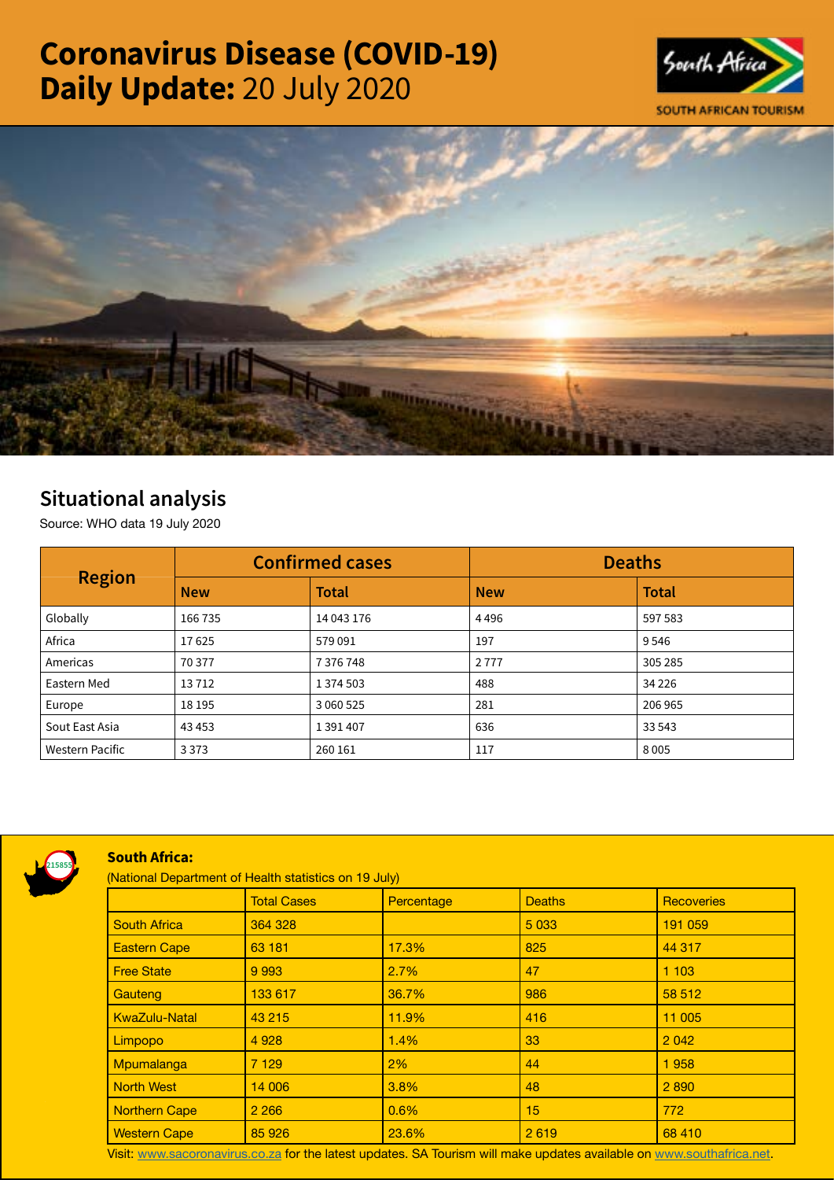# Coronavirus Disease (COVID-19)
# Daily Update: 20 July 2020

South Africa

SOUTH AFRICAN TOURISM

## Situational analysis

Source: WHO data 19 July 2020

| Region | Confirmed cases | | Deaths | |
|---|---|---|---|---|
| | New | Total | New | Total |
| Globally | 166 735 | 14 043 176 | 4 496 | 597 583 |
| Africa | 17 625 | 579 091 | 197 | 9 546 |
| Americas | 70 377 | 7 376 748 | 2 777 | 305 285 |
| Eastern Med | 13 712 | 1 374 503 | 488 | 34 226 |
| Europe | 18 195 | 3 060 525 | 281 | 206 965 |
| Sout East Asia | 43 453 | 1 391 407 | 636 | 33 543 |
| Western Pacific | 3 373 | 260 161 | 117 | 8 005 |

215855

### South Africa:

(National Department of Health statistics on 19 July)

| | Total Cases | Percentage | Deaths | Recoveries |
|---|---|---|---|---|
| South Africa | 364 328 | | 5 033 | 191 059 |
| Eastern Cape | 63 181 | 17.3% | 825 | 44 317 |
| Free State | 9 993 | 2.7% | 47 | 1 103 |
| Gauteng | 133 617 | 36.7% | 986 | 58 512 |
| KwaZulu-Natal | 43 215 | 11.9% | 416 | 11 005 |
| Limpopo | 4 928 | 1.4% | 33 | 2 042 |
| Mpumalanga | 7 129 | 2% | 44 | 1 958 |
| North West | 14 006 | 3.8% | 48 | 2 890 |
| Northern Cape | 2 266 | 0.6% | 15 | 772 |
| Western Cape | 85 926 | 23.6% | 2 619 | 68 410 |

Visit: www.sacoronavirus.co.za for the latest updates. SA Tourism will make updates available on www.southafrica.net.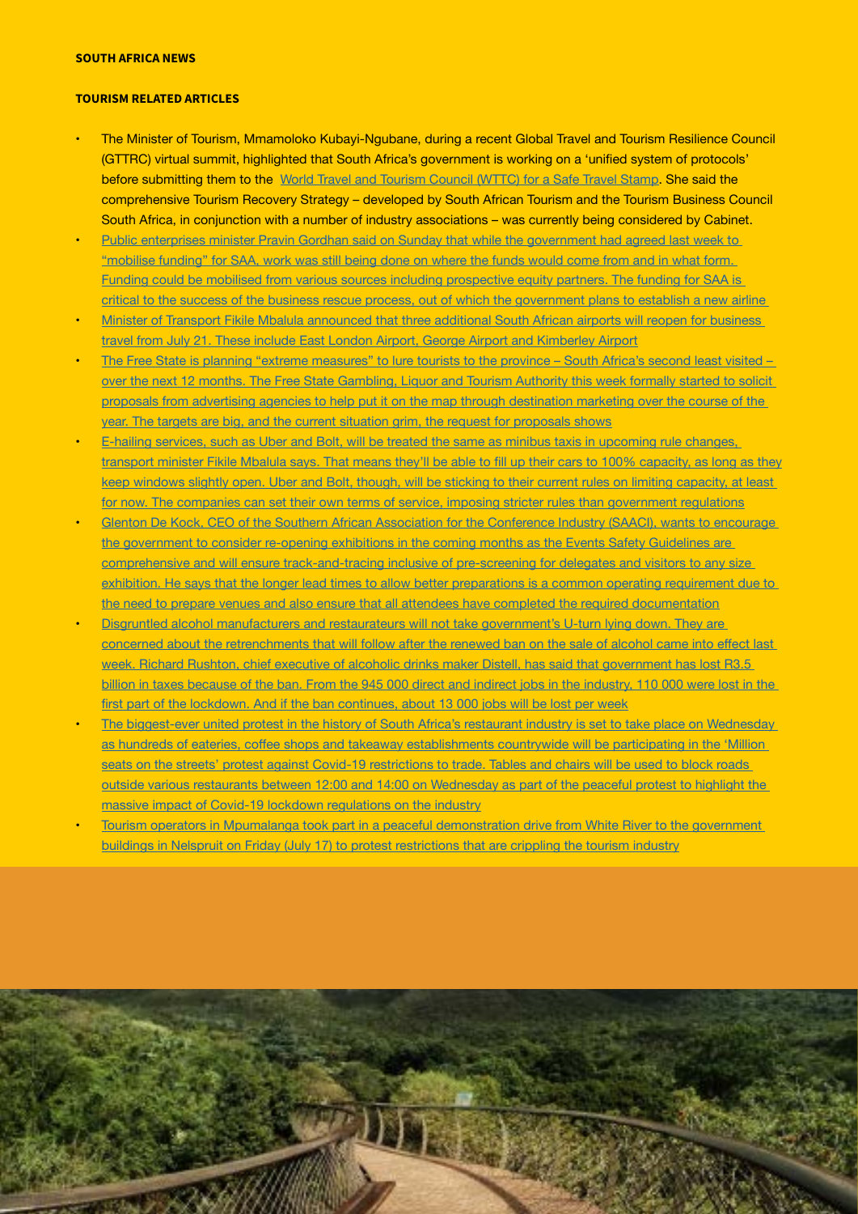**SOUTH AFRICA NEWS**

**TOURISM RELATED ARTICLES**

- The Minister of Tourism, Mmamoloko Kubayi-Ngubane, during a recent Global Travel and Tourism Resilience Council (GTTRC) virtual summit, highlighted that South Africa's government is working on a 'unified system of protocols' before submitting them to the World Travel and Tourism Council (WTTC) for a Safe Travel Stamp. She said the comprehensive Tourism Recovery Strategy – developed by South African Tourism and the Tourism Business Council South Africa, in conjunction with a number of industry associations – was currently being considered by Cabinet.
- Public enterprises minister Pravin Gordhan said on Sunday that while the government had agreed last week to "mobilise funding" for SAA, work was still being done on where the funds would come from and in what form. Funding could be mobilised from various sources including prospective equity partners. The funding for SAA is critical to the success of the business rescue process, out of which the government plans to establish a new airline
- Minister of Transport Fikile Mbalula announced that three additional South African airports will reopen for business travel from July 21. These include East London Airport, George Airport and Kimberley Airport
- The Free State is planning "extreme measures" to lure tourists to the province – South Africa's second least visited – over the next 12 months. The Free State Gambling, Liquor and Tourism Authority this week formally started to solicit proposals from advertising agencies to help put it on the map through destination marketing over the course of the year. The targets are big, and the current situation grim, the request for proposals shows
- E-hailing services, such as Uber and Bolt, will be treated the same as minibus taxis in upcoming rule changes, transport minister Fikile Mbalula says. That means they'll be able to fill up their cars to 100% capacity, as long as they keep windows slightly open. Uber and Bolt, though, will be sticking to their current rules on limiting capacity, at least for now. The companies can set their own terms of service, imposing stricter rules than government regulations
- Glenton De Kock, CEO of the Southern African Association for the Conference Industry (SAACI), wants to encourage the government to consider re-opening exhibitions in the coming months as the Events Safety Guidelines are comprehensive and will ensure track-and-tracing inclusive of pre-screening for delegates and visitors to any size exhibition. He says that the longer lead times to allow better preparations is a common operating requirement due to the need to prepare venues and also ensure that all attendees have completed the required documentation
- Disgruntled alcohol manufacturers and restaurateurs will not take government's U-turn lying down. They are concerned about the retrenchments that will follow after the renewed ban on the sale of alcohol came into effect last week. Richard Rushton, chief executive of alcoholic drinks maker Distell, has said that government has lost R3.5 billion in taxes because of the ban. From the 945 000 direct and indirect jobs in the industry, 110 000 were lost in the first part of the lockdown. And if the ban continues, about 13 000 jobs will be lost per week
- The biggest-ever united protest in the history of South Africa's restaurant industry is set to take place on Wednesday as hundreds of eateries, coffee shops and takeaway establishments countrywide will be participating in the 'Million seats on the streets' protest against Covid-19 restrictions to trade. Tables and chairs will be used to block roads outside various restaurants between 12:00 and 14:00 on Wednesday as part of the peaceful protest to highlight the massive impact of Covid-19 lockdown regulations on the industry
- Tourism operators in Mpumalanga took part in a peaceful demonstration drive from White River to the government buildings in Nelspruit on Friday (July 17) to protest restrictions that are crippling the tourism industry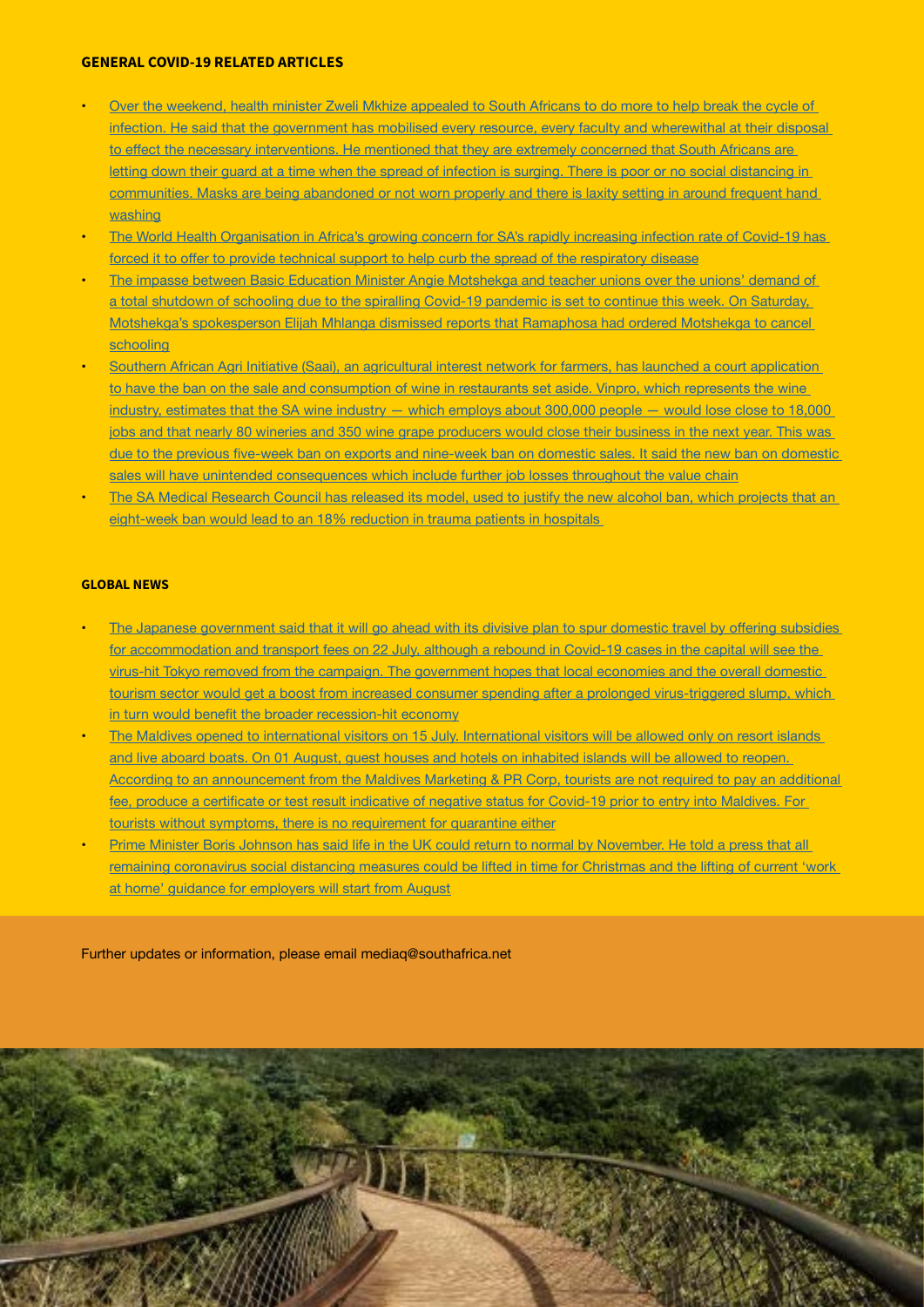**GENERAL COVID-19 RELATED ARTICLES**

- Over the weekend, health minister Zweli Mkhize appealed to South Africans to do more to help break the cycle of infection. He said that the government has mobilised every resource, every faculty and wherewithal at their disposal to effect the necessary interventions. He mentioned that they are extremely concerned that South Africans are letting down their guard at a time when the spread of infection is surging. There is poor or no social distancing in communities. Masks are being abandoned or not worn properly and there is laxity setting in around frequent hand washing
- The World Health Organisation in Africa's growing concern for SA's rapidly increasing infection rate of Covid-19 has forced it to offer to provide technical support to help curb the spread of the respiratory disease
- The impasse between Basic Education Minister Angie Motshekga and teacher unions over the unions' demand of a total shutdown of schooling due to the spiralling Covid-19 pandemic is set to continue this week. On Saturday, Motshekga's spokesperson Elijah Mhlanga dismissed reports that Ramaphosa had ordered Motshekga to cancel schooling
- Southern African Agri Initiative (Saai), an agricultural interest network for farmers, has launched a court application to have the ban on the sale and consumption of wine in restaurants set aside. Vinpro, which represents the wine industry, estimates that the SA wine industry — which employs about 300,000 people — would lose close to 18,000 jobs and that nearly 80 wineries and 350 wine grape producers would close their business in the next year. This was due to the previous five-week ban on exports and nine-week ban on domestic sales. It said the new ban on domestic sales will have unintended consequences which include further job losses throughout the value chain
- The SA Medical Research Council has released its model, used to justify the new alcohol ban, which projects that an eight-week ban would lead to an 18% reduction in trauma patients in hospitals

**GLOBAL NEWS**

- The Japanese government said that it will go ahead with its divisive plan to spur domestic travel by offering subsidies for accommodation and transport fees on 22 July, although a rebound in Covid-19 cases in the capital will see the virus-hit Tokyo removed from the campaign. The government hopes that local economies and the overall domestic tourism sector would get a boost from increased consumer spending after a prolonged virus-triggered slump, which in turn would benefit the broader recession-hit economy
- The Maldives opened to international visitors on 15 July. International visitors will be allowed only on resort islands and live aboard boats. On 01 August, guest houses and hotels on inhabited islands will be allowed to reopen. According to an announcement from the Maldives Marketing & PR Corp, tourists are not required to pay an additional fee, produce a certificate or test result indicative of negative status for Covid-19 prior to entry into Maldives. For tourists without symptoms, there is no requirement for quarantine either
- Prime Minister Boris Johnson has said life in the UK could return to normal by November. He told a press that all remaining coronavirus social distancing measures could be lifted in time for Christmas and the lifting of current 'work at home' guidance for employers will start from August

Further updates or information, please email mediaq@southafrica.net